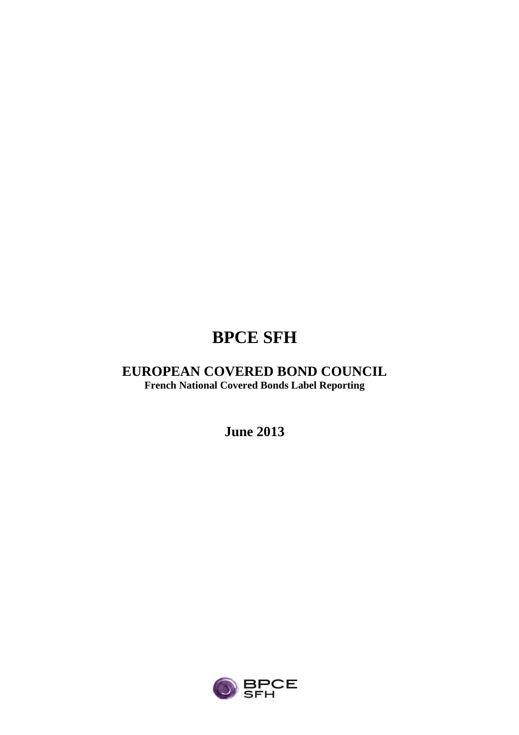# BPCE SFH

## EUROPEAN COVERED BOND COUNCIL

**French National Covered Bonds Label Reporting**

**June 2013**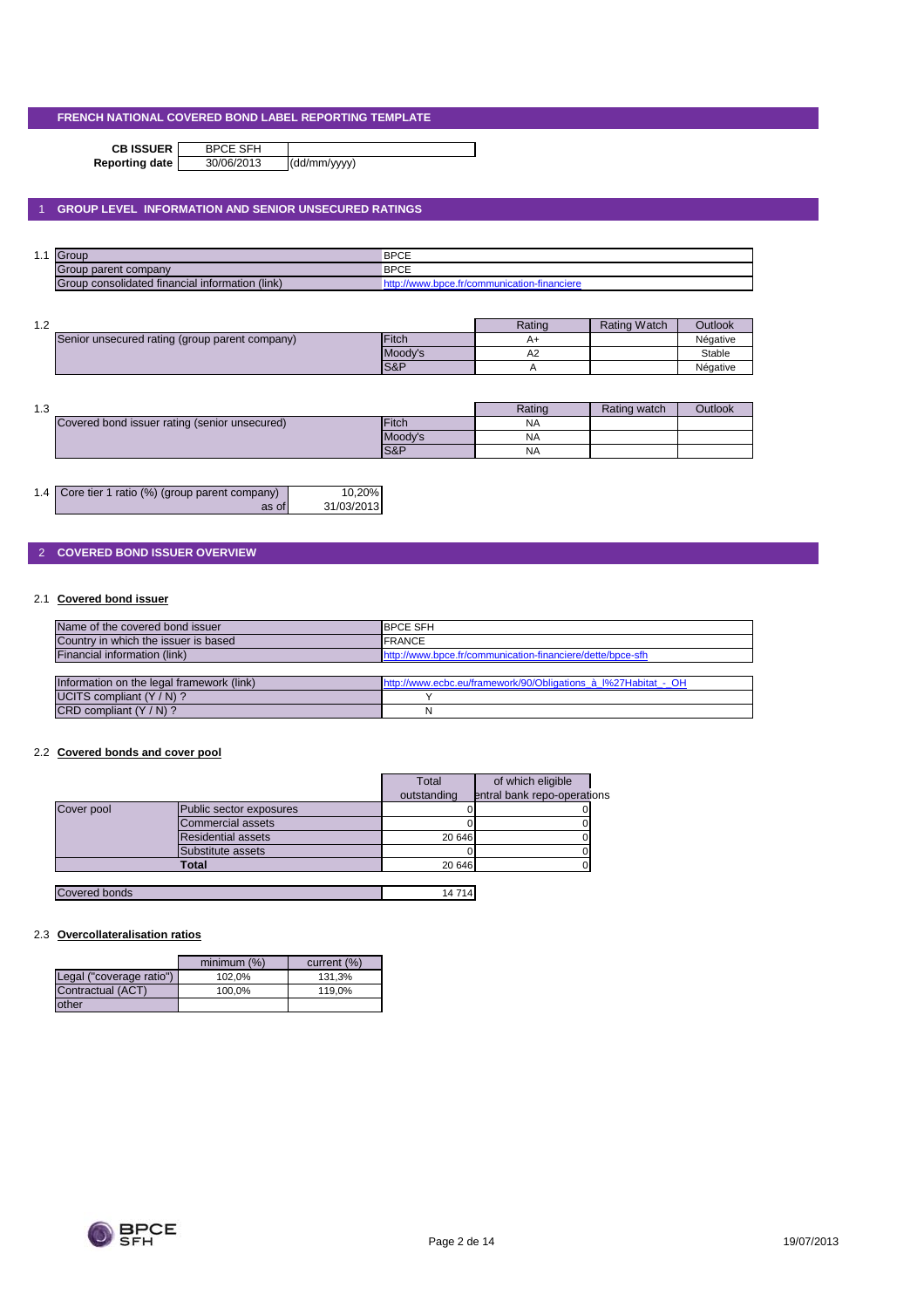# FRENCH NATIONAL COVERED BOND LABEL REPORTING TEMPLATE

| | | |
|---|---|---|
| **CB ISSUER** | BPCE SFH | |
| **Reporting date** | 30/06/2013 | (dd/mm/yyyy) |

## 1 GROUP LEVEL INFORMATION AND SENIOR UNSECURED RATINGS

1.1

| | |
|---|---|
| Group | BPCE |
| Group parent company | BPCE |
| Group consolidated financial information (link) | http://www.bpce.fr/communication-financiere |

1.2

| | | Rating | Rating Watch | Outlook |
|---|---|---|---|---|
| Senior unsecured rating (group parent company) | Fitch | A+ | | Négative |
| | Moody's | A2 | | Stable |
| | S&P | A | | Négative |

1.3

| | | Rating | Rating watch | Outlook |
|---|---|---|---|---|
| Covered bond issuer rating (senior unsecured) | Fitch | NA | | |
| | Moody's | NA | | |
| | S&P | NA | | |

1.4

| | |
|---|---|
| Core tier 1 ratio (%) (group parent company) | 10,20% |
| as of | 31/03/2013 |

## 2 COVERED BOND ISSUER OVERVIEW

### 2.1 Covered bond issuer

| | |
|---|---|
| Name of the covered bond issuer | BPCE SFH |
| Country in which the issuer is based | FRANCE |
| Financial information (link) | http://www.bpce.fr/communication-financiere/dette/bpce-sfh |

| | |
|---|---|
| Information on the legal framework (link) | http://www.ecbc.eu/framework/90/Obligations_à_l%27Habitat_-_OH |
| UCITS compliant (Y / N) ? | Y |
| CRD compliant (Y / N) ? | N |

### 2.2 Covered bonds and cover pool

| | | Total outstanding | of which eligible central bank repo-operations |
|---|---|---|---|
| Cover pool | Public sector exposures | 0 | 0 |
| | Commercial assets | 0 | 0 |
| | Residential assets | 20 646 | 0 |
| | Substitute assets | 0 | 0 |
| | **Total** | 20 646 | 0 |

| | |
|---|---|
| Covered bonds | 14 714 |

### 2.3 Overcollateralisation ratios

| | minimum (%) | current (%) |
|---|---|---|
| Legal ("coverage ratio") | 102,0% | 131,3% |
| Contractual (ACT) | 100,0% | 119,0% |
| other | | |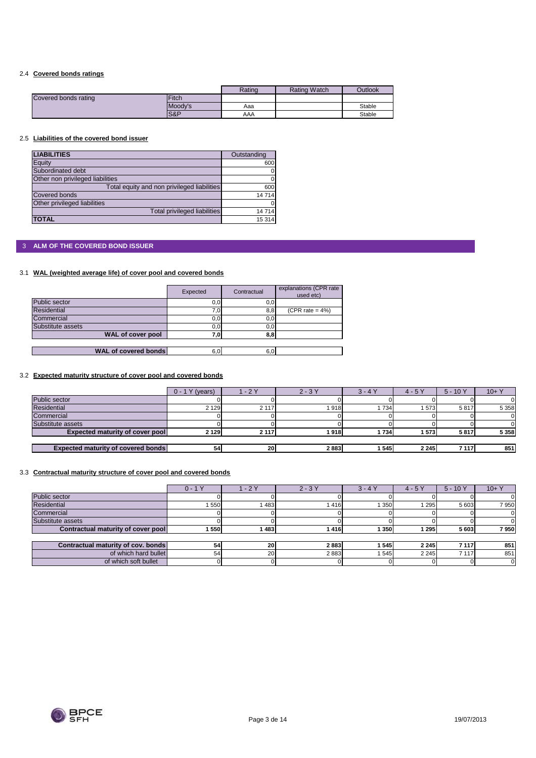### 2.4 Covered bonds ratings

| | | Rating | Rating Watch | Outlook |
|---|---|---|---|---|
| Covered bonds rating | Fitch | | | |
| | Moody's | Aaa | | Stable |
| | S&P | AAA | | Stable |

### 2.5 Liabilities of the covered bond issuer

| LIABILITIES | Outstanding |
|---|---|
| Equity | 600 |
| Subordinated debt | 0 |
| Other non privileged liabilities | 0 |
| Total equity and non privileged liabilities | 600 |
| Covered bonds | 14 714 |
| Other privileged liabilities | 0 |
| Total privileged liabilities | 14 714 |
| **TOTAL** | 15 314 |

## 3 ALM OF THE COVERED BOND ISSUER

### 3.1 WAL (weighted average life) of cover pool and covered bonds

| | Expected | Contractual | explanations (CPR rate used etc) |
|---|---|---|---|
| Public sector | 0,0 | 0,0 | |
| Residential | 7,0 | 8,8 | (CPR rate = 4%) |
| Commercial | 0,0 | 0,0 | |
| Substitute assets | 0,0 | 0,0 | |
| **WAL of cover pool** | **7,0** | **8,8** | |
| **WAL of covered bonds** | 6,0 | 6,0 | |

### 3.2 Expected maturity structure of cover pool and covered bonds

| | 0 - 1 Y (years) | 1 - 2 Y | 2 - 3 Y | 3 - 4 Y | 4 - 5 Y | 5 - 10 Y | 10+ Y |
|---|---|---|---|---|---|---|---|
| Public sector | 0 | 0 | 0 | 0 | 0 | 0 | 0 |
| Residential | 2 129 | 2 117 | 1 918 | 1 734 | 1 573 | 5 817 | 5 358 |
| Commercial | 0 | 0 | 0 | 0 | 0 | 0 | 0 |
| Substitute assets | 0 | 0 | 0 | 0 | 0 | 0 | 0 |
| **Expected maturity of cover pool** | **2 129** | **2 117** | **1 918** | **1 734** | **1 573** | **5 817** | **5 358** |
| **Expected maturity of covered bonds** | **54** | **20** | **2 883** | **1 545** | **2 245** | **7 117** | **851** |

### 3.3 Contractual maturity structure of cover pool and covered bonds

| | 0 - 1 Y | 1 - 2 Y | 2 - 3 Y | 3 - 4 Y | 4 - 5 Y | 5 - 10 Y | 10+ Y |
|---|---|---|---|---|---|---|---|
| Public sector | 0 | 0 | 0 | 0 | 0 | 0 | 0 |
| Residential | 1 550 | 1 483 | 1 416 | 1 350 | 1 295 | 5 603 | 7 950 |
| Commercial | 0 | 0 | 0 | 0 | 0 | 0 | 0 |
| Substitute assets | 0 | 0 | 0 | 0 | 0 | 0 | 0 |
| **Contractual maturity of cover pool** | **1 550** | **1 483** | **1 416** | **1 350** | **1 295** | **5 603** | **7 950** |
| **Contractual maturity of cov. bonds** | **54** | **20** | **2 883** | **1 545** | **2 245** | **7 117** | **851** |
| of which hard bullet | 54 | 20 | 2 883 | 1 545 | 2 245 | 7 117 | 851 |
| of which soft bullet | 0 | 0 | 0 | 0 | 0 | 0 | 0 |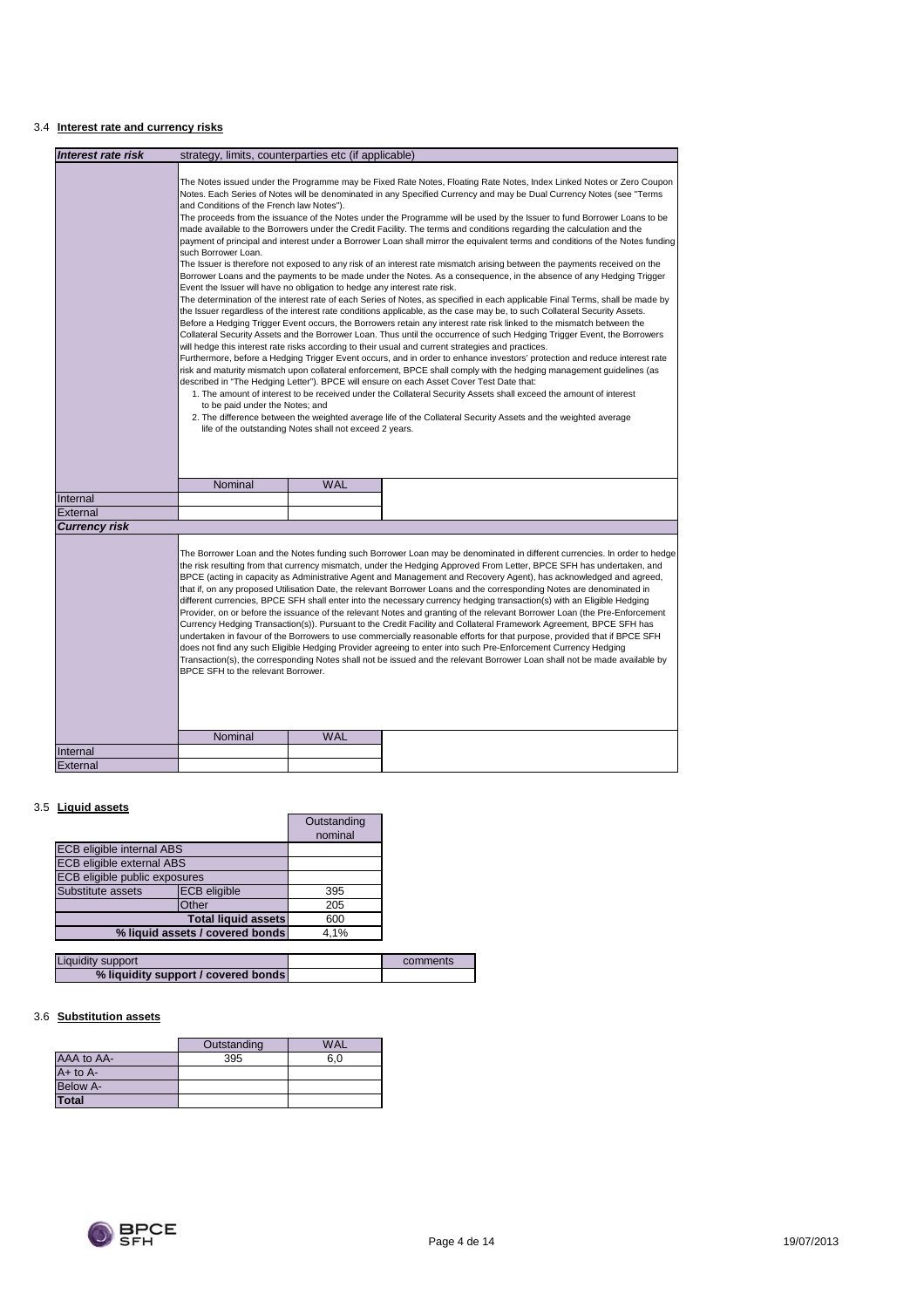## 3.4 Interest rate and currency risks

| *Interest rate risk* | strategy, limits, counterparties etc (if applicable) | | |
|---|---|---|---|
| | The Notes issued under the Programme may be Fixed Rate Notes, Floating Rate Notes, Index Linked Notes or Zero Coupon Notes. Each Series of Notes will be denominated in any Specified Currency and may be Dual Currency Notes (see "Terms and Conditions of the French law Notes").<br>The proceeds from the issuance of the Notes under the Programme will be used by the Issuer to fund Borrower Loans to be made available to the Borrowers under the Credit Facility. The terms and conditions regarding the calculation and the payment of principal and interest under a Borrower Loan shall mirror the equivalent terms and conditions of the Notes funding such Borrower Loan.<br>The Issuer is therefore not exposed to any risk of an interest rate mismatch arising between the payments received on the Borrower Loans and the payments to be made under the Notes. As a consequence, in the absence of any Hedging Trigger Event the Issuer will have no obligation to hedge any interest rate risk.<br>The determination of the interest rate of each Series of Notes, as specified in each applicable Final Terms, shall be made by the Issuer regardless of the interest rate conditions applicable, as the case may be, to such Collateral Security Assets.<br>Before a Hedging Trigger Event occurs, the Borrowers retain any interest rate risk linked to the mismatch between the Collateral Security Assets and the Borrower Loan. Thus until the occurrence of such Hedging Trigger Event, the Borrowers will hedge this interest rate risks according to their usual and current strategies and practices.<br>Furthermore, before a Hedging Trigger Event occurs, and in order to enhance investors' protection and reduce interest rate risk and maturity mismatch upon collateral enforcement, BPCE shall comply with the hedging management guidelines (as described in "The Hedging Letter"). BPCE will ensure on each Asset Cover Test Date that:<br>1. The amount of interest to be received under the Collateral Security Assets shall exceed the amount of interest to be paid under the Notes; and<br>2. The difference between the weighted average life of the Collateral Security Assets and the weighted average life of the outstanding Notes shall not exceed 2 years. | | |
| | Nominal | WAL | |
| Internal | | | |
| External | | | |
| ***Currency risk*** | | | |
| | The Borrower Loan and the Notes funding such Borrower Loan may be denominated in different currencies. In order to hedge the risk resulting from that currency mismatch, under the Hedging Approved From Letter, BPCE SFH has undertaken, and BPCE (acting in capacity as Administrative Agent and Management and Recovery Agent), has acknowledged and agreed, that if, on any proposed Utilisation Date, the relevant Borrower Loans and the corresponding Notes are denominated in different currencies, BPCE SFH shall enter into the necessary currency hedging transaction(s) with an Eligible Hedging Provider, on or before the issuance of the relevant Notes and granting of the relevant Borrower Loan (the Pre-Enforcement Currency Hedging Transaction(s)). Pursuant to the Credit Facility and Collateral Framework Agreement, BPCE SFH has undertaken in favour of the Borrowers to use commercially reasonable efforts for that purpose, provided that if BPCE SFH does not find any such Eligible Hedging Provider agreeing to enter into such Pre-Enforcement Currency Hedging Transaction(s), the corresponding Notes shall not be issued and the relevant Borrower Loan shall not be made available by BPCE SFH to the relevant Borrower. | | |
| | Nominal | WAL | |
| Internal | | | |
| External | | | |

## 3.5 Liquid assets

| | | Outstanding nominal |
|---|---|---|
| ECB eligible internal ABS | | |
| ECB eligible external ABS | | |
| ECB eligible public exposures | | |
| Substitute assets | ECB eligible | 395 |
| | Other | 205 |
| | **Total liquid assets** | 600 |
| | **% liquid assets / covered bonds** | 4,1% |

| Liquidity support | | comments |
|---|---|---|
| **% liquidity support / covered bonds** | | |

## 3.6 Substitution assets

| | Outstanding | WAL |
|---|---|---|
| AAA to AA- | 395 | 6,0 |
| A+ to A- | | |
| Below A- | | |
| **Total** | | |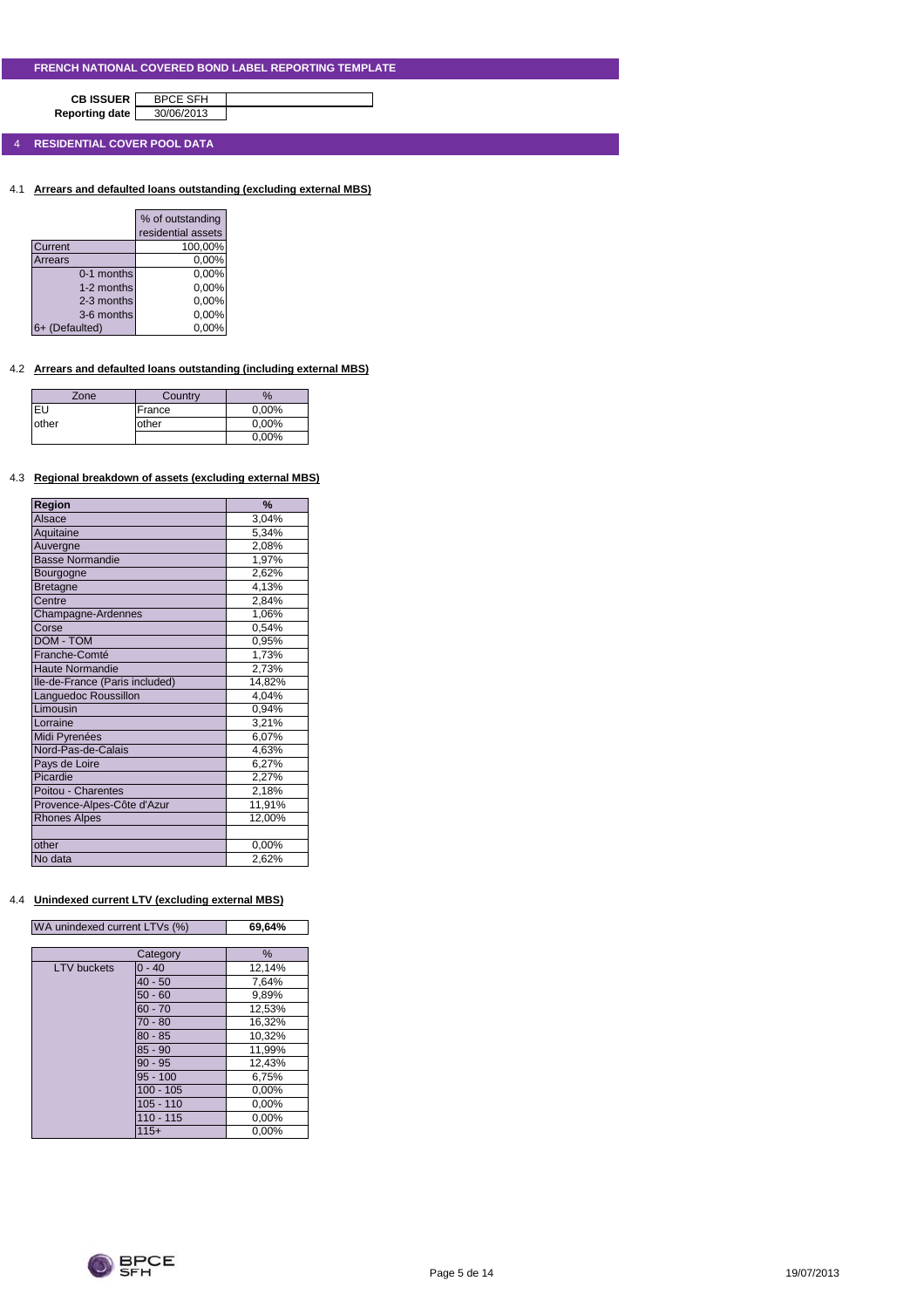# FRENCH NATIONAL COVERED BOND LABEL REPORTING TEMPLATE

**CB ISSUER** BPCE SFH
**Reporting date** 30/06/2013

## 4 RESIDENTIAL COVER POOL DATA

### 4.1 Arrears and defaulted loans outstanding (excluding external MBS)

| | % of outstanding residential assets |
|---|---|
| Current | 100,00% |
| Arrears | 0,00% |
| 0-1 months | 0,00% |
| 1-2 months | 0,00% |
| 2-3 months | 0,00% |
| 3-6 months | 0,00% |
| 6+ (Defaulted) | 0,00% |

### 4.2 Arrears and defaulted loans outstanding (including external MBS)

| Zone | Country | % |
|---|---|---|
| EU | France | 0,00% |
| other | other | 0,00% |
| | | 0,00% |

### 4.3 Regional breakdown of assets (excluding external MBS)

| Region | % |
|---|---|
| Alsace | 3,04% |
| Aquitaine | 5,34% |
| Auvergne | 2,08% |
| Basse Normandie | 1,97% |
| Bourgogne | 2,62% |
| Bretagne | 4,13% |
| Centre | 2,84% |
| Champagne-Ardennes | 1,06% |
| Corse | 0,54% |
| DOM - TOM | 0,95% |
| Franche-Comté | 1,73% |
| Haute Normandie | 2,73% |
| Ile-de-France (Paris included) | 14,82% |
| Languedoc Roussillon | 4,04% |
| Limousin | 0,94% |
| Lorraine | 3,21% |
| Midi Pyrenées | 6,07% |
| Nord-Pas-de-Calais | 4,63% |
| Pays de Loire | 6,27% |
| Picardie | 2,27% |
| Poitou - Charentes | 2,18% |
| Provence-Alpes-Côte d'Azur | 11,91% |
| Rhones Alpes | 12,00% |
| | |
| other | 0,00% |
| No data | 2,62% |

### 4.4 Unindexed current LTV (excluding external MBS)

| WA unindexed current LTVs (%) | **69,64%** |
|---|---|

| | Category | % |
|---|---|---|
| LTV buckets | 0 - 40 | 12,14% |
| | 40 - 50 | 7,64% |
| | 50 - 60 | 9,89% |
| | 60 - 70 | 12,53% |
| | 70 - 80 | 16,32% |
| | 80 - 85 | 10,32% |
| | 85 - 90 | 11,99% |
| | 90 - 95 | 12,43% |
| | 95 - 100 | 6,75% |
| | 100 - 105 | 0,00% |
| | 105 - 110 | 0,00% |
| | 110 - 115 | 0,00% |
| | 115+ | 0,00% |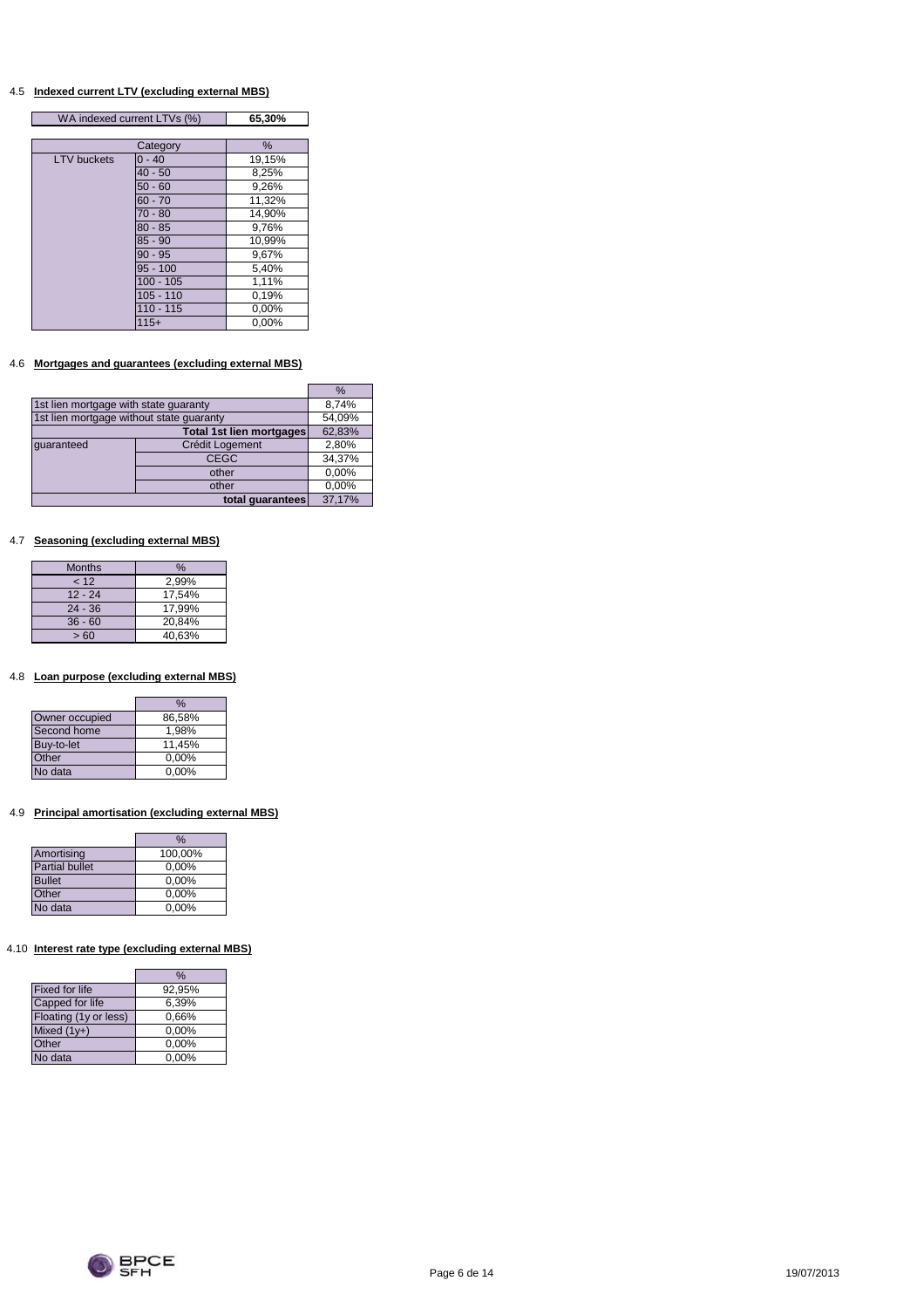## 4.5 Indexed current LTV (excluding external MBS)

| WA indexed current LTVs (%) | **65,30%** |
|---|---|

| | Category | % |
|---|---|---|
| LTV buckets | 0 - 40 | 19,15% |
| | 40 - 50 | 8,25% |
| | 50 - 60 | 9,26% |
| | 60 - 70 | 11,32% |
| | 70 - 80 | 14,90% |
| | 80 - 85 | 9,76% |
| | 85 - 90 | 10,99% |
| | 90 - 95 | 9,67% |
| | 95 - 100 | 5,40% |
| | 100 - 105 | 1,11% |
| | 105 - 110 | 0,19% |
| | 110 - 115 | 0,00% |
| | 115+ | 0,00% |

## 4.6 Mortgages and guarantees (excluding external MBS)

| | | % |
|---|---|---|
| 1st lien mortgage with state guaranty | | 8,74% |
| 1st lien mortgage without state guaranty | | 54,09% |
| | **Total 1st lien mortgages** | 62,83% |
| guaranteed | Crédit Logement | 2,80% |
| | CEGC | 34,37% |
| | other | 0,00% |
| | other | 0,00% |
| | **total guarantees** | 37,17% |

## 4.7 Seasoning (excluding external MBS)

| Months | % |
|---|---|
| < 12 | 2,99% |
| 12 - 24 | 17,54% |
| 24 - 36 | 17,99% |
| 36 - 60 | 20,84% |
| > 60 | 40,63% |

## 4.8 Loan purpose (excluding external MBS)

| | % |
|---|---|
| Owner occupied | 86,58% |
| Second home | 1,98% |
| Buy-to-let | 11,45% |
| Other | 0,00% |
| No data | 0,00% |

## 4.9 Principal amortisation (excluding external MBS)

| | % |
|---|---|
| Amortising | 100,00% |
| Partial bullet | 0,00% |
| Bullet | 0,00% |
| Other | 0,00% |
| No data | 0,00% |

## 4.10 Interest rate type (excluding external MBS)

| | % |
|---|---|
| Fixed for life | 92,95% |
| Capped for life | 6,39% |
| Floating (1y or less) | 0,66% |
| Mixed (1y+) | 0,00% |
| Other | 0,00% |
| No data | 0,00% |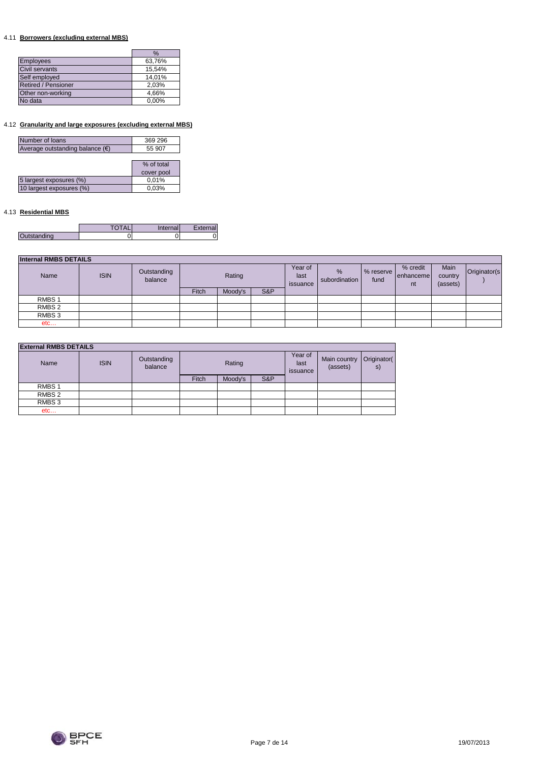### 4.11 Borrowers (excluding external MBS)

| | % |
|---|---|
| Employees | 63,76% |
| Civil servants | 15,54% |
| Self employed | 14,01% |
| Retired / Pensioner | 2,03% |
| Other non-working | 4,66% |
| No data | 0,00% |

### 4.12 Granularity and large exposures (excluding external MBS)

| | |
|---|---|
| Number of loans | 369 296 |
| Average outstanding balance (€) | 55 907 |

| | % of total cover pool |
|---|---|
| 5 largest exposures (%) | 0,01% |
| 10 largest exposures (%) | 0,03% |

### 4.13 Residential MBS

| | TOTAL | Internal | External |
|---|---|---|---|
| Outstanding | 0 | 0 | 0 |

**Internal RMBS DETAILS**

| Name | ISIN | Outstanding balance | Rating | | | Year of last issuance | % subordination | % reserve fund | % credit enhancement | Main country (assets) | Originator(s) |
|---|---|---|---|---|---|---|---|---|---|---|---|
| | | | Fitch | Moody's | S&P | | | | | | |
| RMBS 1 | | | | | | | | | | | |
| RMBS 2 | | | | | | | | | | | |
| RMBS 3 | | | | | | | | | | | |
| etc… | | | | | | | | | | | |

**External RMBS DETAILS**

| Name | ISIN | Outstanding balance | Rating | | | Year of last issuance | Main country (assets) | Originator(s) |
|---|---|---|---|---|---|---|---|---|
| | | | Fitch | Moody's | S&P | | | |
| RMBS 1 | | | | | | | | |
| RMBS 2 | | | | | | | | |
| RMBS 3 | | | | | | | | |
| etc… | | | | | | | | |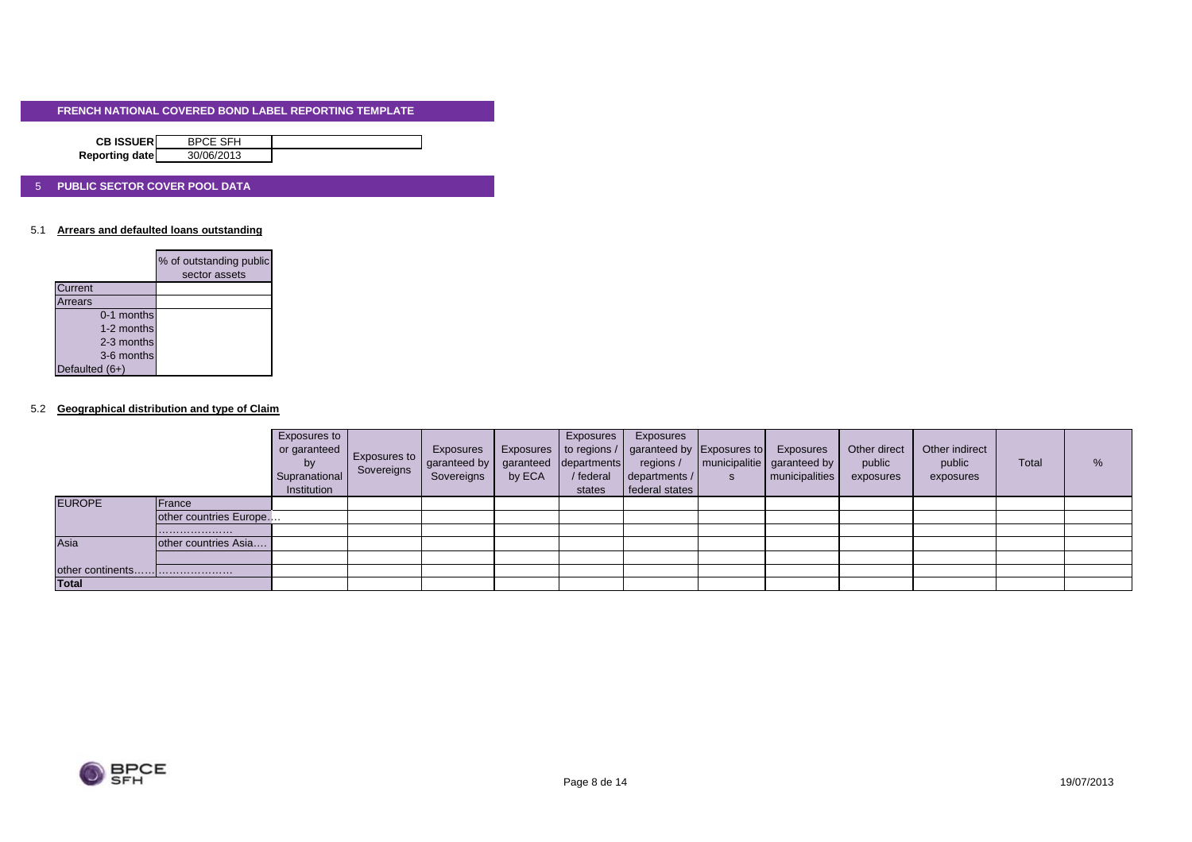**FRENCH NATIONAL COVERED BOND LABEL REPORTING TEMPLATE**

| | |
|---|---|
| **CB ISSUER** | BPCE SFH |
| **Reporting date** | 30/06/2013 |

## 5 PUBLIC SECTOR COVER POOL DATA

### 5.1 Arrears and defaulted loans outstanding

| | % of outstanding public sector assets |
|---|---|
| Current | |
| Arrears | |
| 0-1 months | |
| 1-2 months | |
| 2-3 months | |
| 3-6 months | |
| Defaulted (6+) | |

### 5.2 Geographical distribution and type of Claim

| | | Exposures to or garanteed by Supranational Institution | Exposures to Sovereigns | Exposures garanteed by Sovereigns | Exposures garanteed by ECA | Exposures to regions / departments / federal states | Exposures garanteed by regions / departments / federal states | Exposures to municipalities | Exposures garanteed by municipalities | Other direct public exposures | Other indirect public exposures | Total | % |
|---|---|---|---|---|---|---|---|---|---|---|---|---|---|
| EUROPE | France | | | | | | | | | | | | |
| | other countries Europe.... | | | | | | | | | | | | |
| | .................... | | | | | | | | | | | | |
| Asia | other countries Asia.... | | | | | | | | | | | | |
| | | | | | | | | | | | | | |
| other continents...... | .................... | | | | | | | | | | | | |
| **Total** | | | | | | | | | | | | | |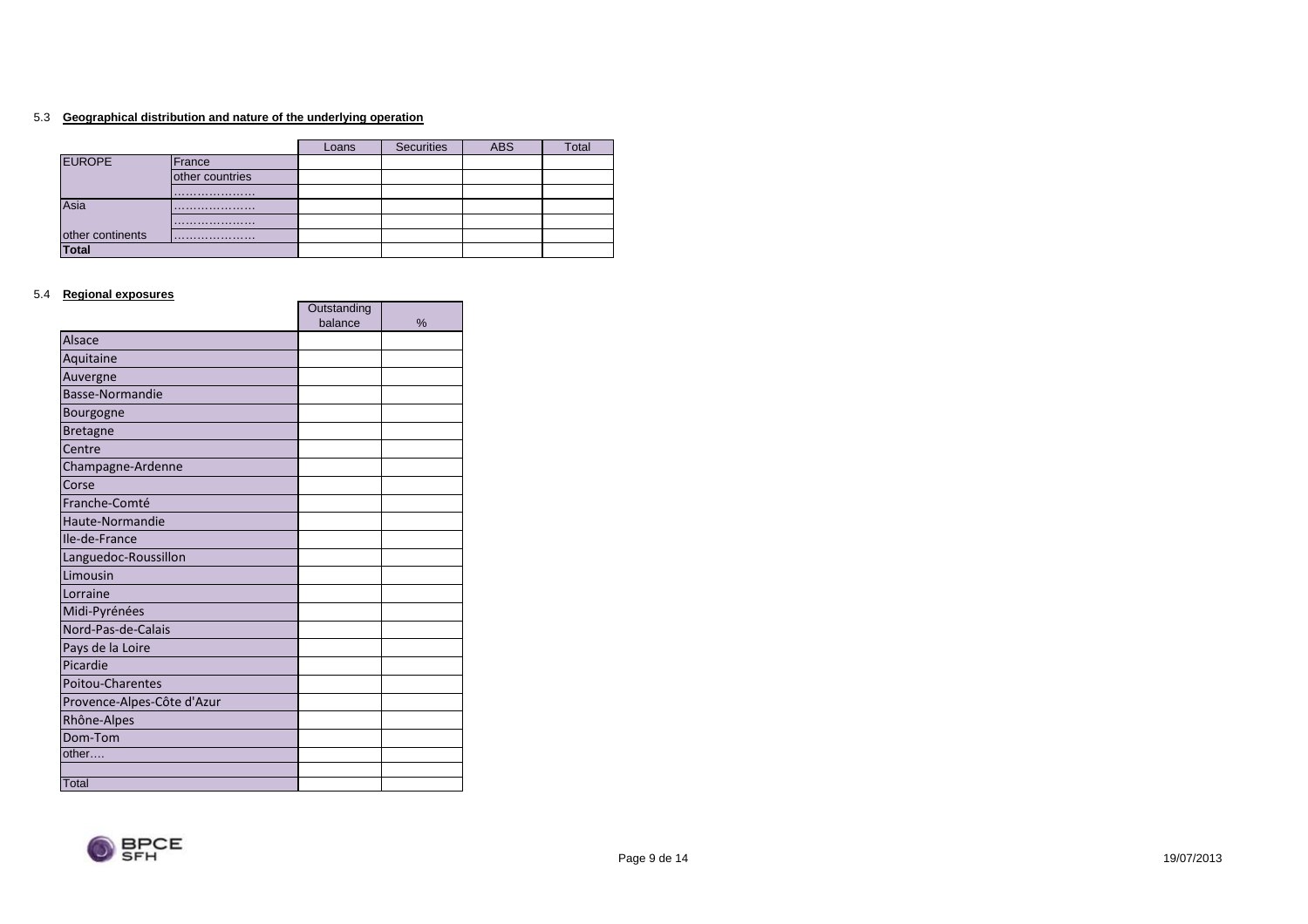### 5.3 **Geographical distribution and nature of the underlying operation**

| | | Loans | Securities | ABS | Total |
|---|---|---|---|---|---|
| EUROPE | France | | | | |
| | other countries | | | | |
| | ………………… | | | | |
| Asia | ………………… | | | | |
| | ………………… | | | | |
| other continents | ………………… | | | | |
| **Total** | | | | | |

### 5.4 **Regional exposures**

| | Outstanding balance | % |
|---|---|---|
| Alsace | | |
| Aquitaine | | |
| Auvergne | | |
| Basse-Normandie | | |
| Bourgogne | | |
| Bretagne | | |
| Centre | | |
| Champagne-Ardenne | | |
| Corse | | |
| Franche-Comté | | |
| Haute-Normandie | | |
| Ile-de-France | | |
| Languedoc-Roussillon | | |
| Limousin | | |
| Lorraine | | |
| Midi-Pyrénées | | |
| Nord-Pas-de-Calais | | |
| Pays de la Loire | | |
| Picardie | | |
| Poitou-Charentes | | |
| Provence-Alpes-Côte d'Azur | | |
| Rhône-Alpes | | |
| Dom-Tom | | |
| other…. | | |
| | | |
| Total | | |

19/07/2013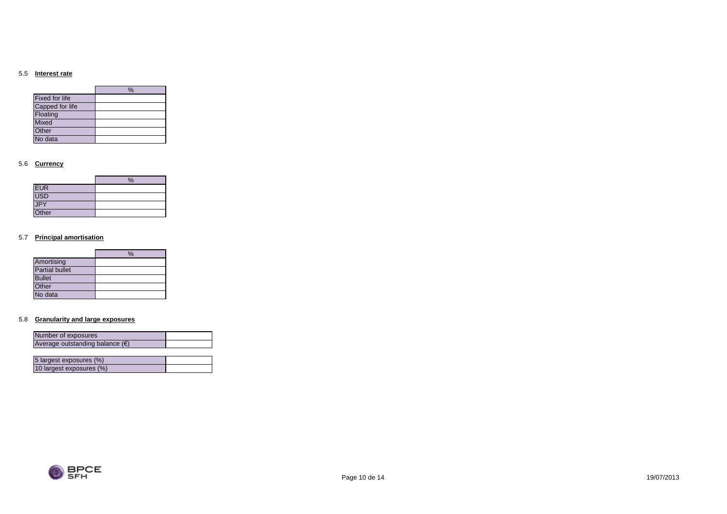### 5.5 Interest rate

| | % |
|---|---|
| Fixed for life | |
| Capped for life | |
| Floating | |
| Mixed | |
| Other | |
| No data | |

### 5.6 Currency

| | % |
|---|---|
| EUR | |
| USD | |
| JPY | |
| Other | |

### 5.7 Principal amortisation

| | % |
|---|---|
| Amortising | |
| Partial bullet | |
| Bullet | |
| Other | |
| No data | |

### 5.8 Granularity and large exposures

| | |
|---|---|
| Number of exposures | |
| Average outstanding balance (€) | |

| | |
|---|---|
| 5 largest exposures (%) | |
| 10 largest exposures (%) | |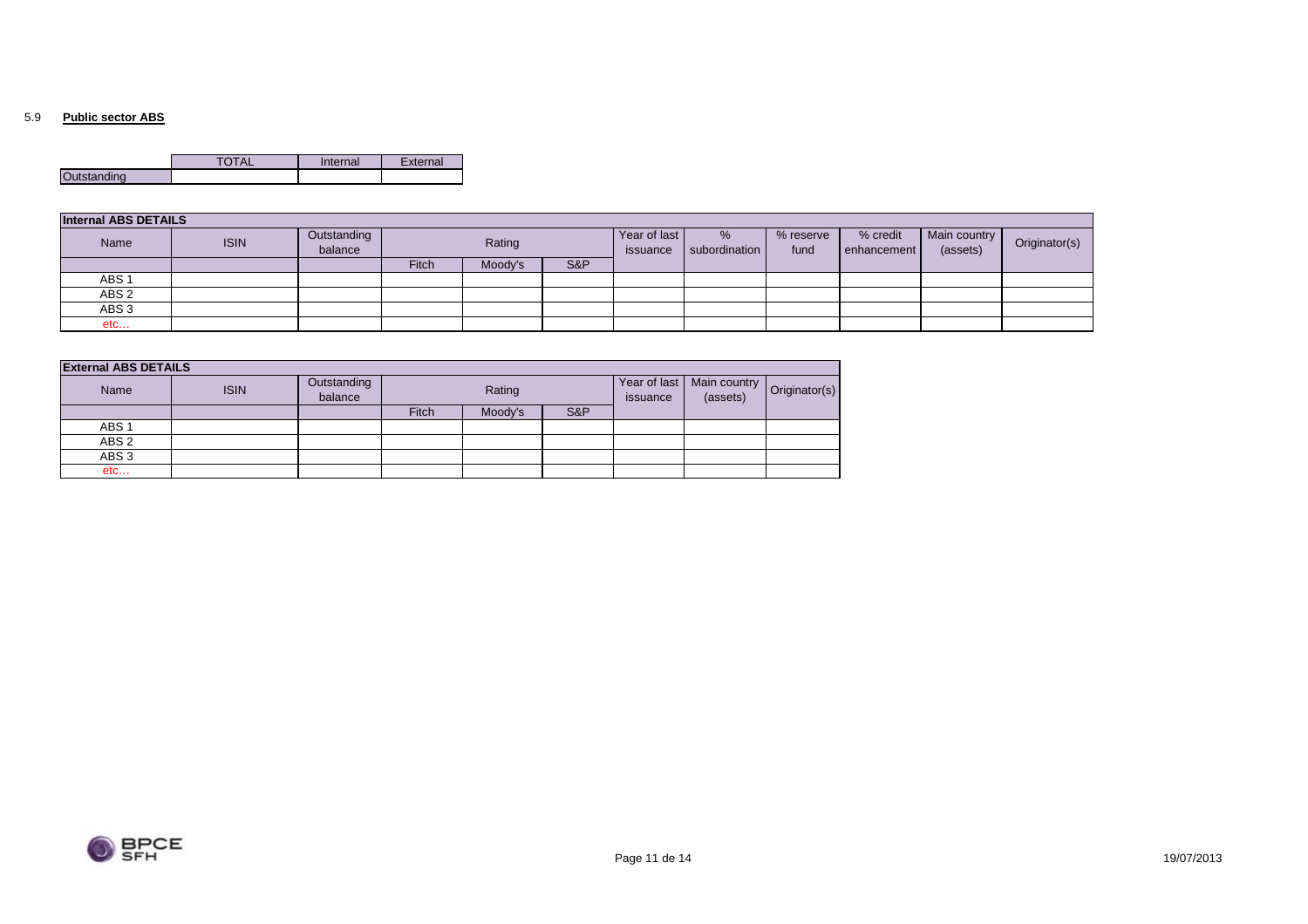### 5.9 Public sector ABS

| | TOTAL | Internal | External |
|---|---|---|---|
| Outstanding | | | |

**Internal ABS DETAILS**

| Name | ISIN | Outstanding balance | Rating | | | Year of last issuance | % subordination | % reserve fund | % credit enhancement | Main country (assets) | Originator(s) |
|---|---|---|---|---|---|---|---|---|---|---|---|
| | | | Fitch | Moody's | S&P | | | | | | |
| ABS 1 | | | | | | | | | | | |
| ABS 2 | | | | | | | | | | | |
| ABS 3 | | | | | | | | | | | |
| etc… | | | | | | | | | | | |

**External ABS DETAILS**

| Name | ISIN | Outstanding balance | Rating | | | Year of last issuance | Main country (assets) | Originator(s) |
|---|---|---|---|---|---|---|---|---|
| | | | Fitch | Moody's | S&P | | | |
| ABS 1 | | | | | | | | |
| ABS 2 | | | | | | | | |
| ABS 3 | | | | | | | | |
| etc… | | | | | | | | |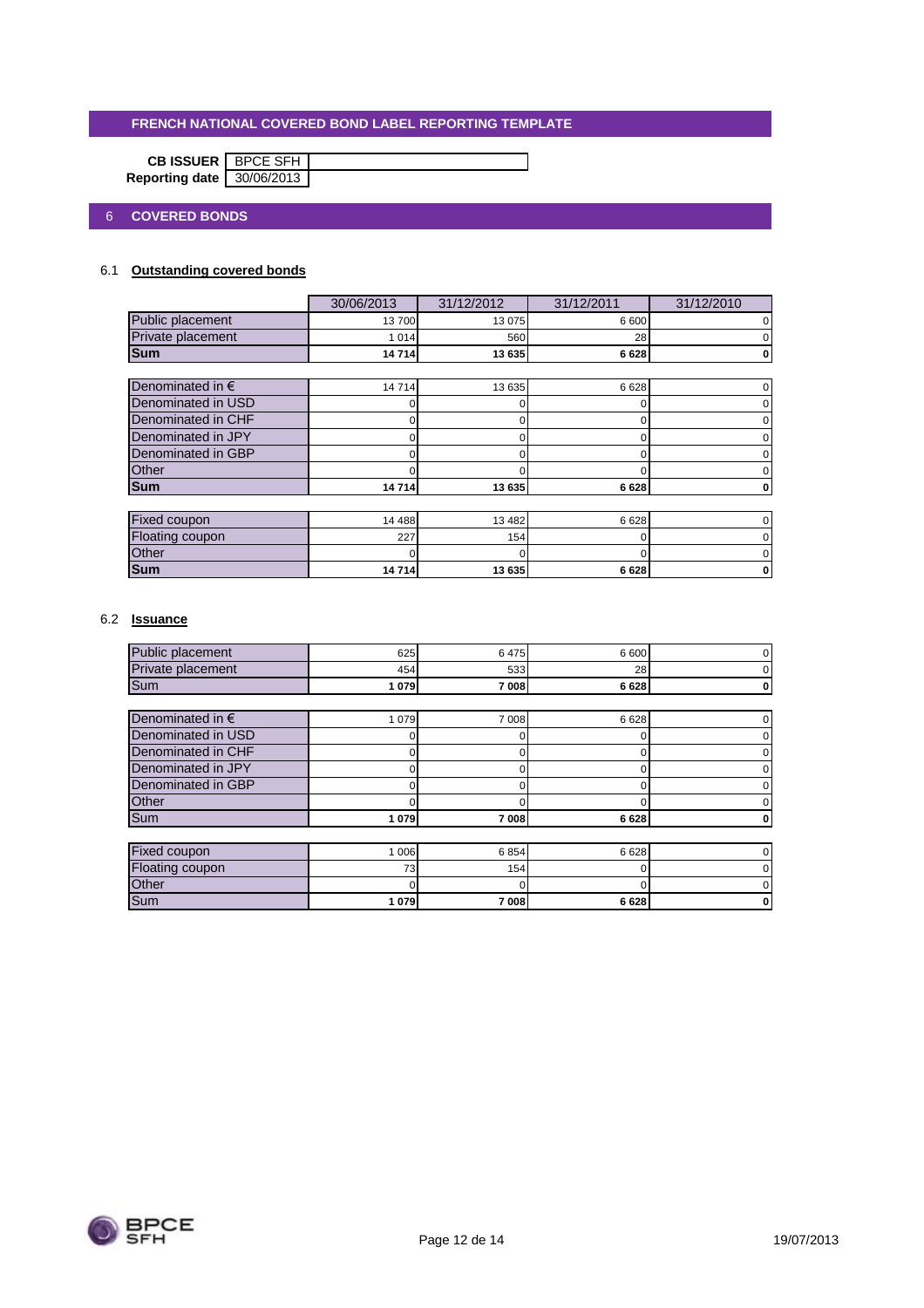## FRENCH NATIONAL COVERED BOND LABEL REPORTING TEMPLATE

**CB ISSUER** BPCE SFH
**Reporting date** 30/06/2013

## 6 COVERED BONDS

### 6.1 Outstanding covered bonds

| | 30/06/2013 | 31/12/2012 | 31/12/2011 | 31/12/2010 |
|---|---|---|---|---|
| Public placement | 13 700 | 13 075 | 6 600 | 0 |
| Private placement | 1 014 | 560 | 28 | 0 |
| **Sum** | **14 714** | **13 635** | **6 628** | **0** |

| | 30/06/2013 | 31/12/2012 | 31/12/2011 | 31/12/2010 |
|---|---|---|---|---|
| Denominated in € | 14 714 | 13 635 | 6 628 | 0 |
| Denominated in USD | 0 | 0 | 0 | 0 |
| Denominated in CHF | 0 | 0 | 0 | 0 |
| Denominated in JPY | 0 | 0 | 0 | 0 |
| Denominated in GBP | 0 | 0 | 0 | 0 |
| Other | 0 | 0 | 0 | 0 |
| **Sum** | **14 714** | **13 635** | **6 628** | **0** |

| | 30/06/2013 | 31/12/2012 | 31/12/2011 | 31/12/2010 |
|---|---|---|---|---|
| Fixed coupon | 14 488 | 13 482 | 6 628 | 0 |
| Floating coupon | 227 | 154 | 0 | 0 |
| Other | 0 | 0 | 0 | 0 |
| **Sum** | **14 714** | **13 635** | **6 628** | **0** |

### 6.2 Issuance

| | 30/06/2013 | 31/12/2012 | 31/12/2011 | 31/12/2010 |
|---|---|---|---|---|
| Public placement | 625 | 6 475 | 6 600 | 0 |
| Private placement | 454 | 533 | 28 | 0 |
| Sum | **1 079** | **7 008** | **6 628** | **0** |

| | 30/06/2013 | 31/12/2012 | 31/12/2011 | 31/12/2010 |
|---|---|---|---|---|
| Denominated in € | 1 079 | 7 008 | 6 628 | 0 |
| Denominated in USD | 0 | 0 | 0 | 0 |
| Denominated in CHF | 0 | 0 | 0 | 0 |
| Denominated in JPY | 0 | 0 | 0 | 0 |
| Denominated in GBP | 0 | 0 | 0 | 0 |
| Other | 0 | 0 | 0 | 0 |
| Sum | **1 079** | **7 008** | **6 628** | **0** |

| | 30/06/2013 | 31/12/2012 | 31/12/2011 | 31/12/2010 |
|---|---|---|---|---|
| Fixed coupon | 1 006 | 6 854 | 6 628 | 0 |
| Floating coupon | 73 | 154 | 0 | 0 |
| Other | 0 | 0 | 0 | 0 |
| Sum | **1 079** | **7 008** | **6 628** | **0** |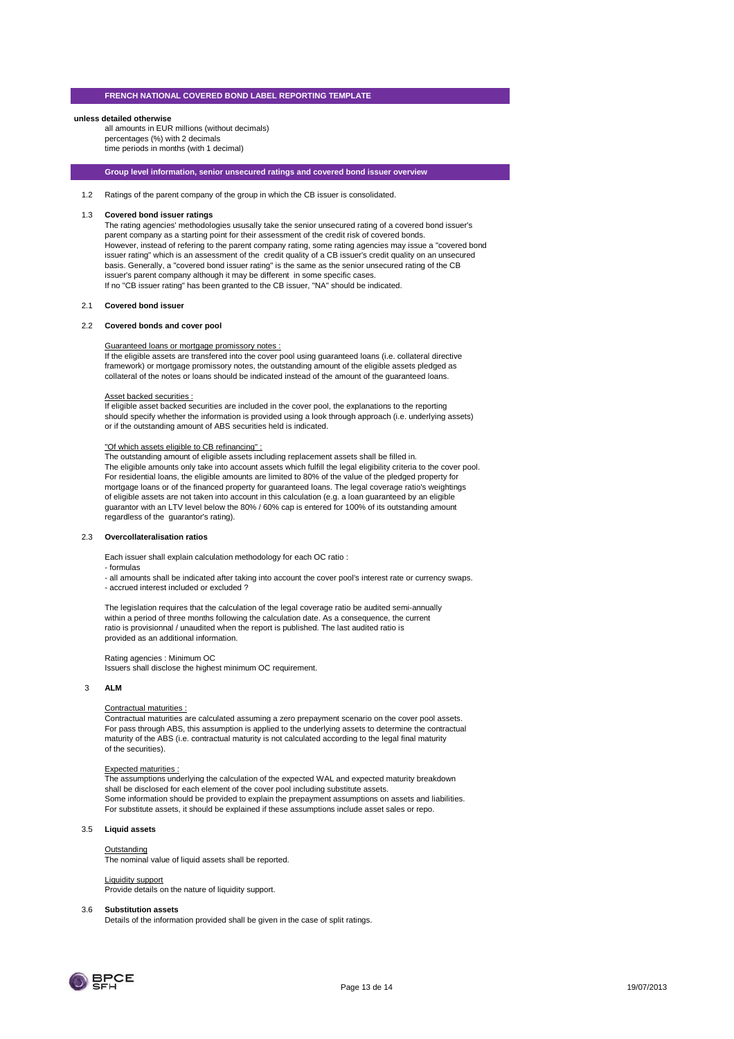# FRENCH NATIONAL COVERED BOND LABEL REPORTING TEMPLATE

**unless detailed otherwise**

all amounts in EUR millions (without decimals)
percentages (%) with 2 decimals
time periods in months (with 1 decimal)

## Group level information, senior unsecured ratings and covered bond issuer overview

1.2 Ratings of the parent company of the group in which the CB issuer is consolidated.

1.3 **Covered bond issuer ratings**

The rating agencies' methodologies ususally take the senior unsecured rating of a covered bond issuer's parent company as a starting point for their assessment of the credit risk of covered bonds.
However, instead of refering to the parent company rating, some rating agencies may issue a "covered bond issuer rating" which is an assessment of the credit quality of a CB issuer's credit quality on an unsecured basis. Generally, a "covered bond issuer rating" is the same as the senior unsecured rating of the CB issuer's parent company although it may be different in some specific cases.
If no "CB issuer rating" has been granted to the CB issuer, "NA" should be indicated.

2.1 **Covered bond issuer**

2.2 **Covered bonds and cover pool**

Guaranteed loans or mortgage promissory notes :
If the eligible assets are transfered into the cover pool using guaranteed loans (i.e. collateral directive framework) or mortgage promissory notes, the outstanding amount of the eligible assets pledged as collateral of the notes or loans should be indicated instead of the amount of the guaranteed loans.

Asset backed securities :
If eligible asset backed securities are included in the cover pool, the explanations to the reporting should specify whether the information is provided using a look through approach (i.e. underlying assets) or if the outstanding amount of ABS securities held is indicated.

"Of which assets eligible to CB refinancing" :
The outstanding amount of eligible assets including replacement assets shall be filled in.
The eligible amounts only take into account assets which fulfill the legal eligibility criteria to the cover pool.
For residential loans, the eligible amounts are limited to 80% of the value of the pledged property for mortgage loans or of the financed property for guaranteed loans. The legal coverage ratio's weightings of eligible assets are not taken into account in this calculation (e.g. a loan guaranteed by an eligible guarantor with an LTV level below the 80% / 60% cap is entered for 100% of its outstanding amount regardless of the guarantor's rating).

2.3 **Overcollateralisation ratios**

Each issuer shall explain calculation methodology for each OC ratio :
- formulas
- all amounts shall be indicated after taking into account the cover pool's interest rate or currency swaps.
- accrued interest included or excluded ?

The legislation requires that the calculation of the legal coverage ratio be audited semi-annually within a period of three months following the calculation date. As a consequence, the current ratio is provisionnal / unaudited when the report is published. The last audited ratio is provided as an additional information.

Rating agencies : Minimum OC
Issuers shall disclose the highest minimum OC requirement.

3 **ALM**

Contractual maturities :
Contractual maturities are calculated assuming a zero prepayment scenario on the cover pool assets.
For pass through ABS, this assumption is applied to the underlying assets to determine the contractual maturity of the ABS (i.e. contractual maturity is not calculated according to the legal final maturity of the securities).

Expected maturities :
The assumptions underlying the calculation of the expected WAL and expected maturity breakdown shall be disclosed for each element of the cover pool including substitute assets.
Some information should be provided to explain the prepayment assumptions on assets and liabilities.
For substitute assets, it should be explained if these assumptions include asset sales or repo.

3.5 **Liquid assets**

Outstanding
The nominal value of liquid assets shall be reported.

Liquidity support
Provide details on the nature of liquidity support.

3.6 **Substitution assets**
Details of the information provided shall be given in the case of split ratings.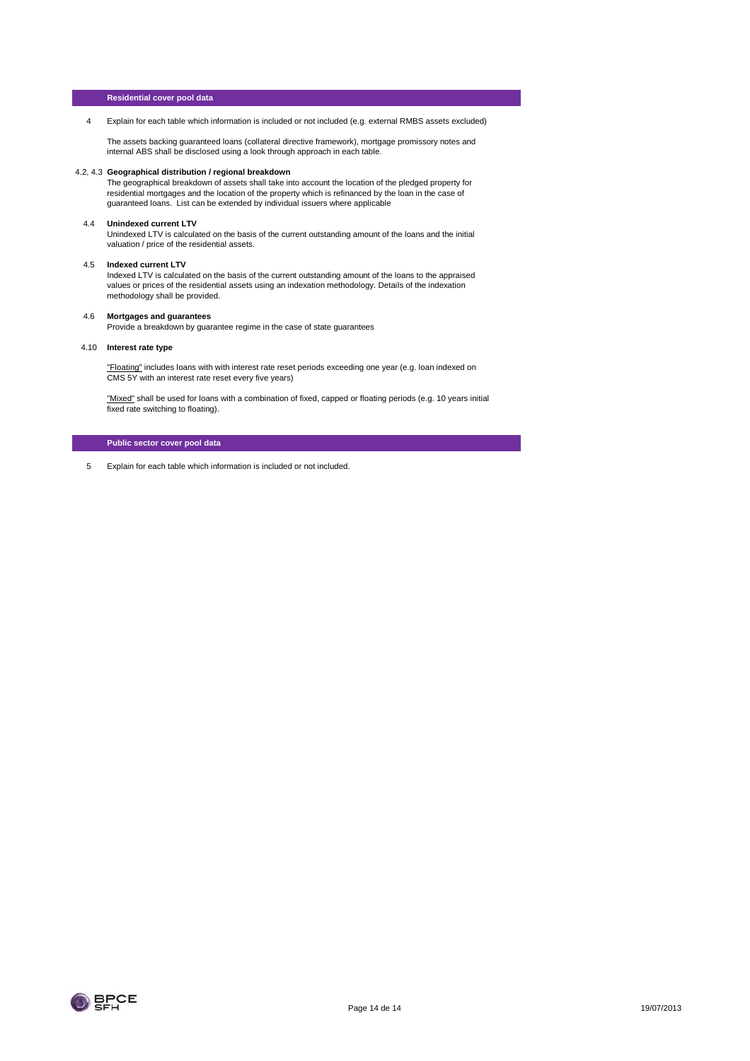## Residential cover pool data

4 Explain for each table which information is included or not included (e.g. external RMBS assets excluded)

The assets backing guaranteed loans (collateral directive framework), mortgage promissory notes and internal ABS shall be disclosed using a look through approach in each table.

4.2, 4.3 **Geographical distribution / regional breakdown**

The geographical breakdown of assets shall take into account the location of the pledged property for residential mortgages and the location of the property which is refinanced by the loan in the case of guaranteed loans. List can be extended by individual issuers where applicable

4.4 **Unindexed current LTV**

Unindexed LTV is calculated on the basis of the current outstanding amount of the loans and the initial valuation / price of the residential assets.

4.5 **Indexed current LTV**

Indexed LTV is calculated on the basis of the current outstanding amount of the loans to the appraised values or prices of the residential assets using an indexation methodology. Details of the indexation methodology shall be provided.

4.6 **Mortgages and guarantees**

Provide a breakdown by guarantee regime in the case of state guarantees

4.10 **Interest rate type**

"Floating" includes loans with with interest rate reset periods exceeding one year (e.g. loan indexed on CMS 5Y with an interest rate reset every five years)

"Mixed" shall be used for loans with a combination of fixed, capped or floating periods (e.g. 10 years initial fixed rate switching to floating).

## Public sector cover pool data

5 Explain for each table which information is included or not included.